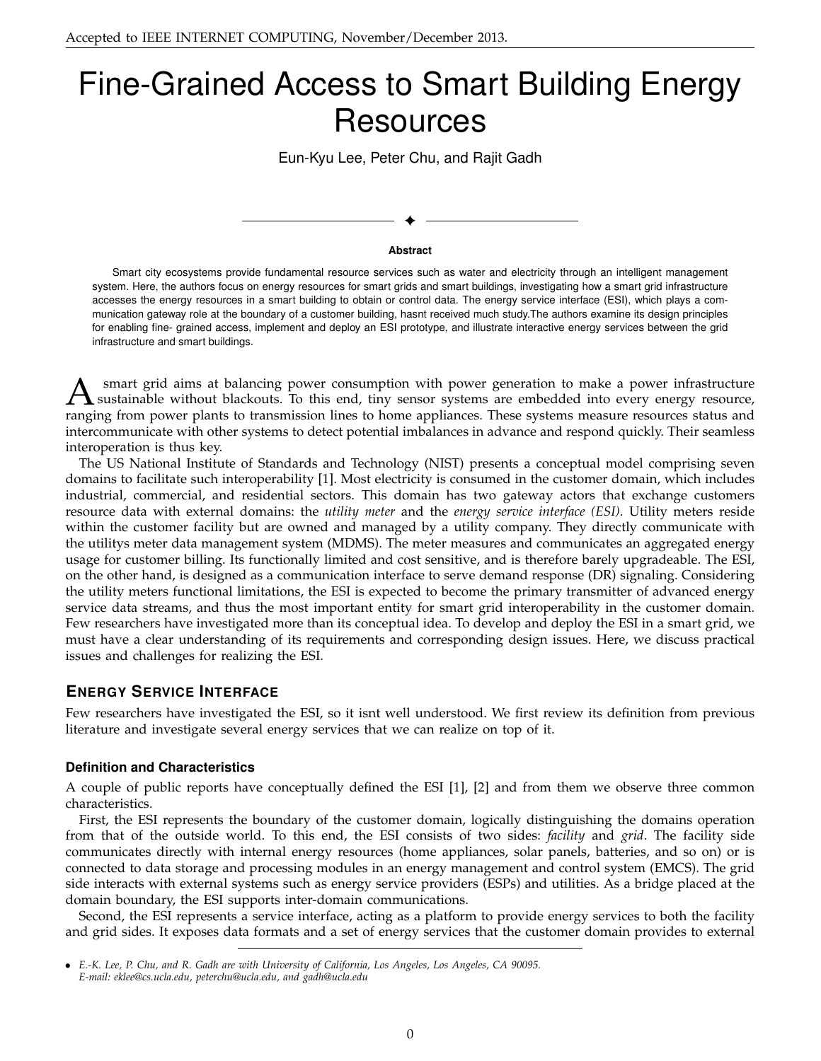Accepted to IEEE INTERNET COMPUTING, November/December 2013.

# Fine-Grained Access to Smart Building Energy Resources

Eun-Kyu Lee, Peter Chu, and Rajit Gadh

**Abstract**

Smart city ecosystems provide fundamental resource services such as water and electricity through an intelligent management system. Here, the authors focus on energy resources for smart grids and smart buildings, investigating how a smart grid infrastructure accesses the energy resources in a smart building to obtain or control data. The energy service interface (ESI), which plays a communication gateway role at the boundary of a customer building, hasnt received much study.The authors examine its design principles for enabling fine- grained access, implement and deploy an ESI prototype, and illustrate interactive energy services between the grid infrastructure and smart buildings.

A smart grid aims at balancing power consumption with power generation to make a power infrastructure sustainable without blackouts. To this end, tiny sensor systems are embedded into every energy resource, ranging from power plants to transmission lines to home appliances. These systems measure resources status and intercommunicate with other systems to detect potential imbalances in advance and respond quickly. Their seamless interoperation is thus key.

The US National Institute of Standards and Technology (NIST) presents a conceptual model comprising seven domains to facilitate such interoperability [1]. Most electricity is consumed in the customer domain, which includes industrial, commercial, and residential sectors. This domain has two gateway actors that exchange customers resource data with external domains: the *utility meter* and the *energy service interface (ESI)*. Utility meters reside within the customer facility but are owned and managed by a utility company. They directly communicate with the utilitys meter data management system (MDMS). The meter measures and communicates an aggregated energy usage for customer billing. Its functionally limited and cost sensitive, and is therefore barely upgradeable. The ESI, on the other hand, is designed as a communication interface to serve demand response (DR) signaling. Considering the utility meters functional limitations, the ESI is expected to become the primary transmitter of advanced energy service data streams, and thus the most important entity for smart grid interoperability in the customer domain. Few researchers have investigated more than its conceptual idea. To develop and deploy the ESI in a smart grid, we must have a clear understanding of its requirements and corresponding design issues. Here, we discuss practical issues and challenges for realizing the ESI.

## Energy Service Interface

Few researchers have investigated the ESI, so it isnt well understood. We first review its definition from previous literature and investigate several energy services that we can realize on top of it.

### Definition and Characteristics

A couple of public reports have conceptually defined the ESI [1], [2] and from them we observe three common characteristics.

First, the ESI represents the boundary of the customer domain, logically distinguishing the domains operation from that of the outside world. To this end, the ESI consists of two sides: *facility* and *grid*. The facility side communicates directly with internal energy resources (home appliances, solar panels, batteries, and so on) or is connected to data storage and processing modules in an energy management and control system (EMCS). The grid side interacts with external systems such as energy service providers (ESPs) and utilities. As a bridge placed at the domain boundary, the ESI supports inter-domain communications.

Second, the ESI represents a service interface, acting as a platform to provide energy services to both the facility and grid sides. It exposes data formats and a set of energy services that the customer domain provides to external

- *E.-K. Lee, P. Chu, and R. Gadh are with University of California, Los Angeles, Los Angeles, CA 90095. E-mail: eklee@cs.ucla.edu, peterchu@ucla.edu, and gadh@ucla.edu*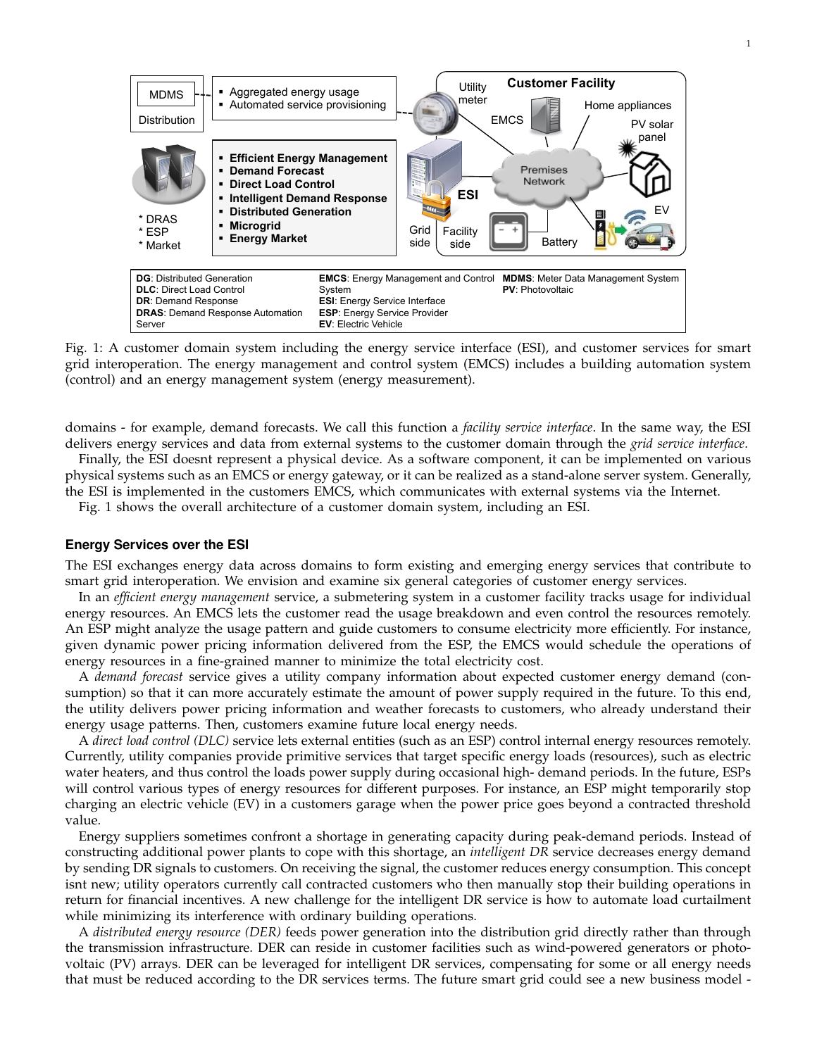MDMS

Distribution

* DRAS
* ESP
* Market

- Aggregated energy usage
- Automated service provisioning

- **Efficient Energy Management**
- **Demand Forecast**
- **Direct Load Control**
- **Intelligent Demand Response**
- **Distributed Generation**
- **Microgrid**
- **Energy Market**

Utility meter

**Customer Facility**

EMCS

Home appliances

PV solar panel

Premises Network

**ESI**

Grid side

Facility side

Battery

EV

**DG**: Distributed Generation
**DLC**: Direct Load Control
**DR**: Demand Response
**DRAS**: Demand Response Automation Server
**EMCS**: Energy Management and Control System
**ESI**: Energy Service Interface
**ESP**: Energy Service Provider
**EV**: Electric Vehicle
**MDMS**: Meter Data Management System
**PV**: Photovoltaic

Fig. 1: A customer domain system including the energy service interface (ESI), and customer services for smart grid interoperation. The energy management and control system (EMCS) includes a building automation system (control) and an energy management system (energy measurement).

domains - for example, demand forecasts. We call this function a *facility service interface*. In the same way, the ESI delivers energy services and data from external systems to the customer domain through the *grid service interface*.

Finally, the ESI doesnt represent a physical device. As a software component, it can be implemented on various physical systems such as an EMCS or energy gateway, or it can be realized as a stand-alone server system. Generally, the ESI is implemented in the customers EMCS, which communicates with external systems via the Internet.

Fig. 1 shows the overall architecture of a customer domain system, including an ESI.

### Energy Services over the ESI

The ESI exchanges energy data across domains to form existing and emerging energy services that contribute to smart grid interoperation. We envision and examine six general categories of customer energy services.

In an *efficient energy management* service, a submetering system in a customer facility tracks usage for individual energy resources. An EMCS lets the customer read the usage breakdown and even control the resources remotely. An ESP might analyze the usage pattern and guide customers to consume electricity more efficiently. For instance, given dynamic power pricing information delivered from the ESP, the EMCS would schedule the operations of energy resources in a fine-grained manner to minimize the total electricity cost.

A *demand forecast* service gives a utility company information about expected customer energy demand (consumption) so that it can more accurately estimate the amount of power supply required in the future. To this end, the utility delivers power pricing information and weather forecasts to customers, who already understand their energy usage patterns. Then, customers examine future local energy needs.

A *direct load control (DLC)* service lets external entities (such as an ESP) control internal energy resources remotely. Currently, utility companies provide primitive services that target specific energy loads (resources), such as electric water heaters, and thus control the loads power supply during occasional high- demand periods. In the future, ESPs will control various types of energy resources for different purposes. For instance, an ESP might temporarily stop charging an electric vehicle (EV) in a customers garage when the power price goes beyond a contracted threshold value.

Energy suppliers sometimes confront a shortage in generating capacity during peak-demand periods. Instead of constructing additional power plants to cope with this shortage, an *intelligent DR* service decreases energy demand by sending DR signals to customers. On receiving the signal, the customer reduces energy consumption. This concept isnt new; utility operators currently call contracted customers who then manually stop their building operations in return for financial incentives. A new challenge for the intelligent DR service is how to automate load curtailment while minimizing its interference with ordinary building operations.

A *distributed energy resource (DER)* feeds power generation into the distribution grid directly rather than through the transmission infrastructure. DER can reside in customer facilities such as wind-powered generators or photovoltaic (PV) arrays. DER can be leveraged for intelligent DR services, compensating for some or all energy needs that must be reduced according to the DR services terms. The future smart grid could see a new business model -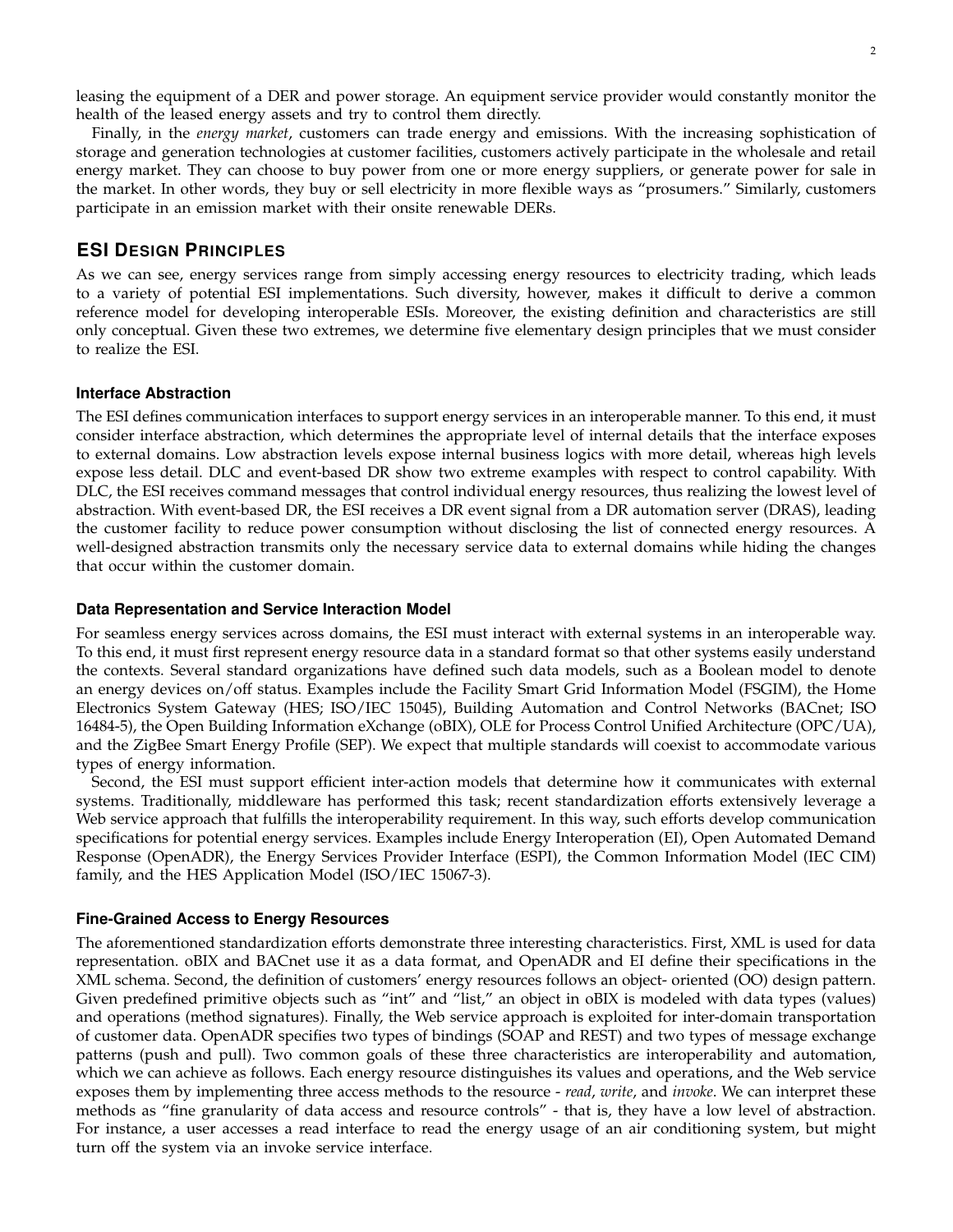leasing the equipment of a DER and power storage. An equipment service provider would constantly monitor the health of the leased energy assets and try to control them directly.

Finally, in the *energy market*, customers can trade energy and emissions. With the increasing sophistication of storage and generation technologies at customer facilities, customers actively participate in the wholesale and retail energy market. They can choose to buy power from one or more energy suppliers, or generate power for sale in the market. In other words, they buy or sell electricity in more flexible ways as "prosumers." Similarly, customers participate in an emission market with their onsite renewable DERs.

## ESI Design Principles

As we can see, energy services range from simply accessing energy resources to electricity trading, which leads to a variety of potential ESI implementations. Such diversity, however, makes it difficult to derive a common reference model for developing interoperable ESIs. Moreover, the existing definition and characteristics are still only conceptual. Given these two extremes, we determine five elementary design principles that we must consider to realize the ESI.

### Interface Abstraction

The ESI defines communication interfaces to support energy services in an interoperable manner. To this end, it must consider interface abstraction, which determines the appropriate level of internal details that the interface exposes to external domains. Low abstraction levels expose internal business logics with more detail, whereas high levels expose less detail. DLC and event-based DR show two extreme examples with respect to control capability. With DLC, the ESI receives command messages that control individual energy resources, thus realizing the lowest level of abstraction. With event-based DR, the ESI receives a DR event signal from a DR automation server (DRAS), leading the customer facility to reduce power consumption without disclosing the list of connected energy resources. A well-designed abstraction transmits only the necessary service data to external domains while hiding the changes that occur within the customer domain.

### Data Representation and Service Interaction Model

For seamless energy services across domains, the ESI must interact with external systems in an interoperable way. To this end, it must first represent energy resource data in a standard format so that other systems easily understand the contexts. Several standard organizations have defined such data models, such as a Boolean model to denote an energy devices on/off status. Examples include the Facility Smart Grid Information Model (FSGIM), the Home Electronics System Gateway (HES; ISO/IEC 15045), Building Automation and Control Networks (BACnet; ISO 16484-5), the Open Building Information eXchange (oBIX), OLE for Process Control Unified Architecture (OPC/UA), and the ZigBee Smart Energy Profile (SEP). We expect that multiple standards will coexist to accommodate various types of energy information.

Second, the ESI must support efficient inter-action models that determine how it communicates with external systems. Traditionally, middleware has performed this task; recent standardization efforts extensively leverage a Web service approach that fulfills the interoperability requirement. In this way, such efforts develop communication specifications for potential energy services. Examples include Energy Interoperation (EI), Open Automated Demand Response (OpenADR), the Energy Services Provider Interface (ESPI), the Common Information Model (IEC CIM) family, and the HES Application Model (ISO/IEC 15067-3).

### Fine-Grained Access to Energy Resources

The aforementioned standardization efforts demonstrate three interesting characteristics. First, XML is used for data representation. oBIX and BACnet use it as a data format, and OpenADR and EI define their specifications in the XML schema. Second, the definition of customers' energy resources follows an object- oriented (OO) design pattern. Given predefined primitive objects such as "int" and "list," an object in oBIX is modeled with data types (values) and operations (method signatures). Finally, the Web service approach is exploited for inter-domain transportation of customer data. OpenADR specifies two types of bindings (SOAP and REST) and two types of message exchange patterns (push and pull). Two common goals of these three characteristics are interoperability and automation, which we can achieve as follows. Each energy resource distinguishes its values and operations, and the Web service exposes them by implementing three access methods to the resource - *read*, *write*, and *invoke*. We can interpret these methods as "fine granularity of data access and resource controls" - that is, they have a low level of abstraction. For instance, a user accesses a read interface to read the energy usage of an air conditioning system, but might turn off the system via an invoke service interface.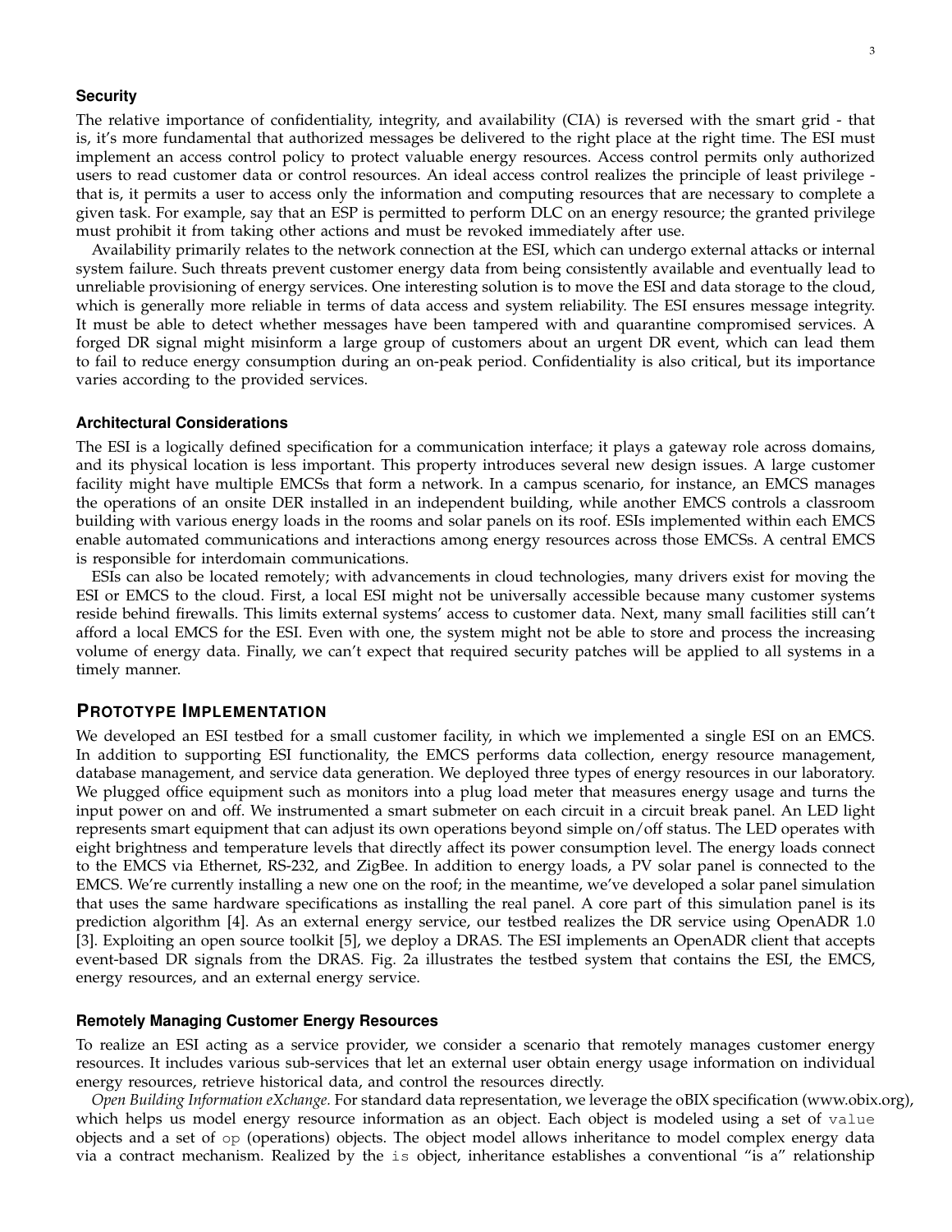### Security

The relative importance of confidentiality, integrity, and availability (CIA) is reversed with the smart grid - that is, it's more fundamental that authorized messages be delivered to the right place at the right time. The ESI must implement an access control policy to protect valuable energy resources. Access control permits only authorized users to read customer data or control resources. An ideal access control realizes the principle of least privilege - that is, it permits a user to access only the information and computing resources that are necessary to complete a given task. For example, say that an ESP is permitted to perform DLC on an energy resource; the granted privilege must prohibit it from taking other actions and must be revoked immediately after use.

Availability primarily relates to the network connection at the ESI, which can undergo external attacks or internal system failure. Such threats prevent customer energy data from being consistently available and eventually lead to unreliable provisioning of energy services. One interesting solution is to move the ESI and data storage to the cloud, which is generally more reliable in terms of data access and system reliability. The ESI ensures message integrity. It must be able to detect whether messages have been tampered with and quarantine compromised services. A forged DR signal might misinform a large group of customers about an urgent DR event, which can lead them to fail to reduce energy consumption during an on-peak period. Confidentiality is also critical, but its importance varies according to the provided services.

### Architectural Considerations

The ESI is a logically defined specification for a communication interface; it plays a gateway role across domains, and its physical location is less important. This property introduces several new design issues. A large customer facility might have multiple EMCSs that form a network. In a campus scenario, for instance, an EMCS manages the operations of an onsite DER installed in an independent building, while another EMCS controls a classroom building with various energy loads in the rooms and solar panels on its roof. ESIs implemented within each EMCS enable automated communications and interactions among energy resources across those EMCSs. A central EMCS is responsible for interdomain communications.

ESIs can also be located remotely; with advancements in cloud technologies, many drivers exist for moving the ESI or EMCS to the cloud. First, a local ESI might not be universally accessible because many customer systems reside behind firewalls. This limits external systems' access to customer data. Next, many small facilities still can't afford a local EMCS for the ESI. Even with one, the system might not be able to store and process the increasing volume of energy data. Finally, we can't expect that required security patches will be applied to all systems in a timely manner.

## Prototype Implementation

We developed an ESI testbed for a small customer facility, in which we implemented a single ESI on an EMCS. In addition to supporting ESI functionality, the EMCS performs data collection, energy resource management, database management, and service data generation. We deployed three types of energy resources in our laboratory. We plugged office equipment such as monitors into a plug load meter that measures energy usage and turns the input power on and off. We instrumented a smart submeter on each circuit in a circuit break panel. An LED light represents smart equipment that can adjust its own operations beyond simple on/off status. The LED operates with eight brightness and temperature levels that directly affect its power consumption level. The energy loads connect to the EMCS via Ethernet, RS-232, and ZigBee. In addition to energy loads, a PV solar panel is connected to the EMCS. We're currently installing a new one on the roof; in the meantime, we've developed a solar panel simulation that uses the same hardware specifications as installing the real panel. A core part of this simulation panel is its prediction algorithm [4]. As an external energy service, our testbed realizes the DR service using OpenADR 1.0 [3]. Exploiting an open source toolkit [5], we deploy a DRAS. The ESI implements an OpenADR client that accepts event-based DR signals from the DRAS. Fig. 2a illustrates the testbed system that contains the ESI, the EMCS, energy resources, and an external energy service.

### Remotely Managing Customer Energy Resources

To realize an ESI acting as a service provider, we consider a scenario that remotely manages customer energy resources. It includes various sub-services that let an external user obtain energy usage information on individual energy resources, retrieve historical data, and control the resources directly.

*Open Building Information eXchange.* For standard data representation, we leverage the oBIX specification (www.obix.org), which helps us model energy resource information as an object. Each object is modeled using a set of `value` objects and a set of `op` (operations) objects. The object model allows inheritance to model complex energy data via a contract mechanism. Realized by the `is` object, inheritance establishes a conventional "is a" relationship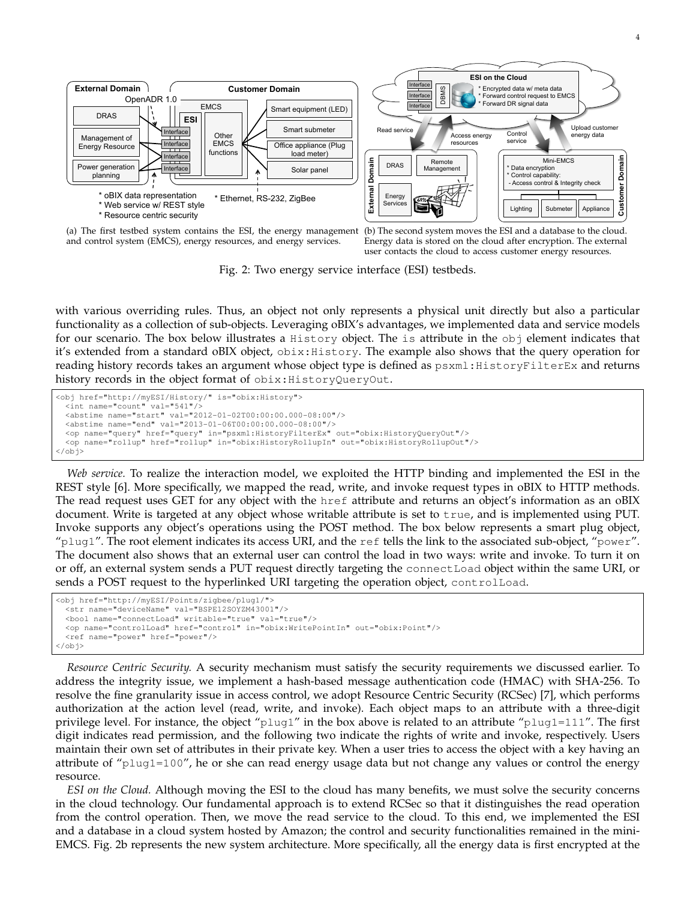(a) The first testbed system contains the ESI, the energy management and control system (EMCS), energy resources, and energy services.

(b) The second system moves the ESI and a database to the cloud. Energy data is stored on the cloud after encryption. The external user contacts the cloud to access customer energy resources.

Fig. 2: Two energy service interface (ESI) testbeds.

with various overriding rules. Thus, an object not only represents a physical unit directly but also a particular functionality as a collection of sub-objects. Leveraging oBIX's advantages, we implemented data and service models for our scenario. The box below illustrates a `History` object. The `is` attribute in the `obj` element indicates that it's extended from a standard oBIX object, `obix:History`. The example also shows that the query operation for reading history records takes an argument whose object type is defined as `psxml:HistoryFilterEx` and returns history records in the object format of `obix:HistoryQueryOut`.

```
<obj href="http://myESI/History/" is="obix:History">
  <int name="count" val="541"/>
  <abstime name="start" val="2012-01-02T00:00:00.000-08:00"/>
  <abstime name="end" val="2013-01-06T00:00:00.000-08:00"/>
  <op name="query" href="query" in="psxml:HistoryFilterEx" out="obix:HistoryQueryOut"/>
  <op name="rollup" href="rollup" in="obix:HistoryRollupIn" out="obix:HistoryRollupOut"/>
</obj>
```

*Web service.* To realize the interaction model, we exploited the HTTP binding and implemented the ESI in the REST style [6]. More specifically, we mapped the read, write, and invoke request types in oBIX to HTTP methods. The read request uses GET for any object with the `href` attribute and returns an object's information as an oBIX document. Write is targeted at any object whose writable attribute is set to `true`, and is implemented using PUT. Invoke supports any object's operations using the POST method. The box below represents a smart plug object, "`plug1`". The root element indicates its access URI, and the `ref` tells the link to the associated sub-object, "`power`". The document also shows that an external user can control the load in two ways: write and invoke. To turn it on or off, an external system sends a PUT request directly targeting the `connectLoad` object within the same URI, or sends a POST request to the hyperlinked URI targeting the operation object, `controlLoad`.

```
<obj href="http://myESI/Points/zigbee/plug1/">
  <str name="deviceName" val="BSPE12SOYZM43001"/>
  <bool name="connectLoad" writable="true" val="true"/>
  <op name="controlLoad" href="control" in="obix:WritePointIn" out="obix:Point"/>
  <ref name="power" href="power"/>
</obj>
```

*Resource Centric Security.* A security mechanism must satisfy the security requirements we discussed earlier. To address the integrity issue, we implement a hash-based message authentication code (HMAC) with SHA-256. To resolve the fine granularity issue in access control, we adopt Resource Centric Security (RCSec) [7], which performs authorization at the action level (read, write, and invoke). Each object maps to an attribute with a three-digit privilege level. For instance, the object "`plug1`" in the box above is related to an attribute "`plug1=111`". The first digit indicates read permission, and the following two indicate the rights of write and invoke, respectively. Users maintain their own set of attributes in their private key. When a user tries to access the object with a key having an attribute of "`plug1=100`", he or she can read energy usage data but not change any values or control the energy resource.

*ESI on the Cloud.* Although moving the ESI to the cloud has many benefits, we must solve the security concerns in the cloud technology. Our fundamental approach is to extend RCSec so that it distinguishes the read operation from the control operation. Then, we move the read service to the cloud. To this end, we implemented the ESI and a database in a cloud system hosted by Amazon; the control and security functionalities remained in the mini-EMCS. Fig. 2b represents the new system architecture. More specifically, all the energy data is first encrypted at the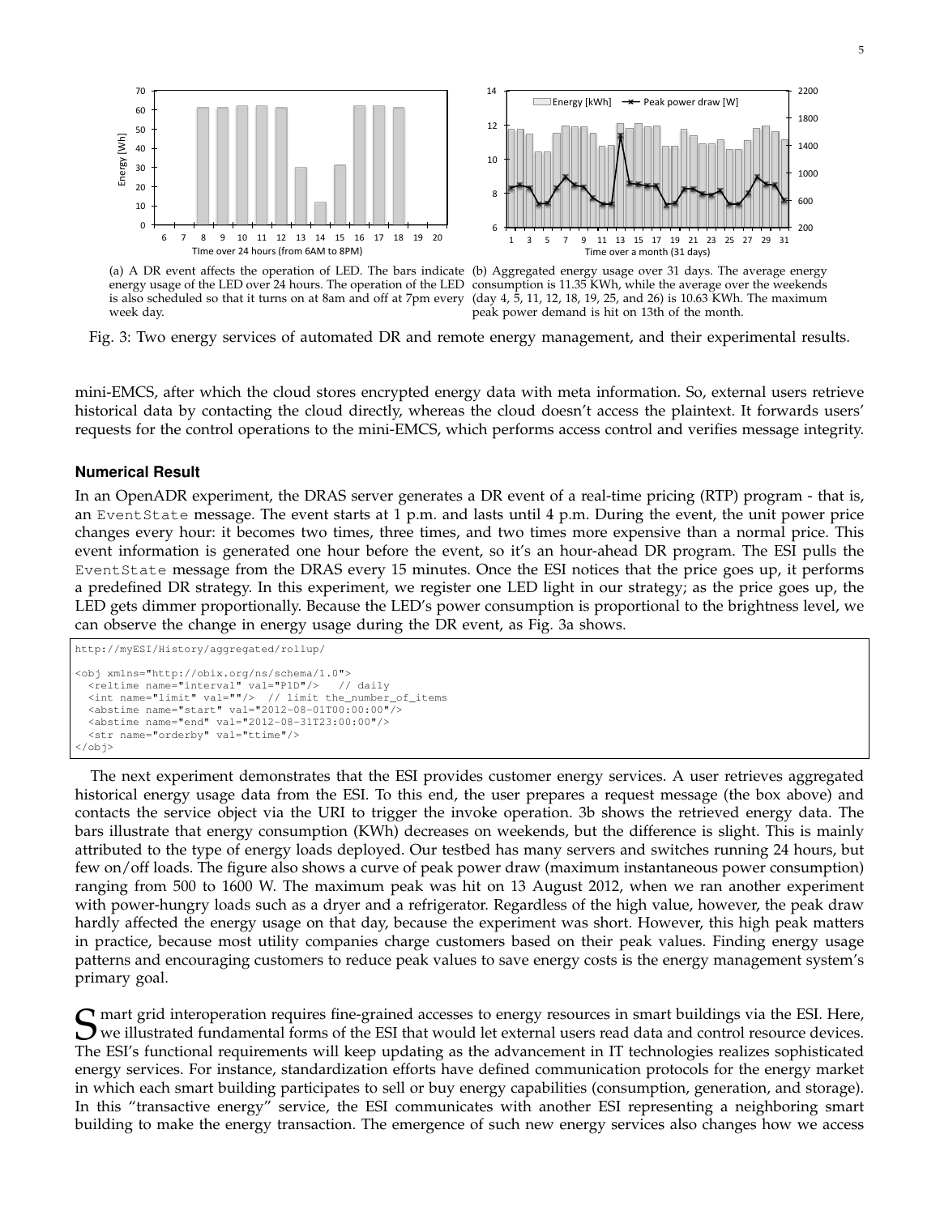(a) A DR event affects the operation of LED. The bars indicate energy usage of the LED over 24 hours. The operation of the LED is also scheduled so that it turns on at 8am and off at 7pm every week day.

(b) Aggregated energy usage over 31 days. The average energy consumption is 11.35 KWh, while the average over the weekends (day 4, 5, 11, 12, 18, 19, 25, and 26) is 10.63 KWh. The maximum peak power demand is hit on 13th of the month.

Fig. 3: Two energy services of automated DR and remote energy management, and their experimental results.

mini-EMCS, after which the cloud stores encrypted energy data with meta information. So, external users retrieve historical data by contacting the cloud directly, whereas the cloud doesn't access the plaintext. It forwards users' requests for the control operations to the mini-EMCS, which performs access control and verifies message integrity.

### Numerical Result

In an OpenADR experiment, the DRAS server generates a DR event of a real-time pricing (RTP) program - that is, an `EventState` message. The event starts at 1 p.m. and lasts until 4 p.m. During the event, the unit power price changes every hour: it becomes two times, three times, and two times more expensive than a normal price. This event information is generated one hour before the event, so it's an hour-ahead DR program. The ESI pulls the `EventState` message from the DRAS every 15 minutes. Once the ESI notices that the price goes up, it performs a predefined DR strategy. In this experiment, we register one LED light in our strategy; as the price goes up, the LED gets dimmer proportionally. Because the LED's power consumption is proportional to the brightness level, we can observe the change in energy usage during the DR event, as Fig. 3a shows.

```
http://myESI/History/aggregated/rollup/

<obj xmlns="http://obix.org/ns/schema/1.0">
  <reltime name="interval" val="P1D"/>   // daily
  <int name="limit" val=""/>  // limit the_number_of_items
  <abstime name="start" val="2012-08-01T00:00:00"/>
  <abstime name="end" val="2012-08-31T23:00:00"/>
  <str name="orderby" val="ttime"/>
</obj>
```

The next experiment demonstrates that the ESI provides customer energy services. A user retrieves aggregated historical energy usage data from the ESI. To this end, the user prepares a request message (the box above) and contacts the service object via the URI to trigger the invoke operation. 3b shows the retrieved energy data. The bars illustrate that energy consumption (KWh) decreases on weekends, but the difference is slight. This is mainly attributed to the type of energy loads deployed. Our testbed has many servers and switches running 24 hours, but few on/off loads. The figure also shows a curve of peak power draw (maximum instantaneous power consumption) ranging from 500 to 1600 W. The maximum peak was hit on 13 August 2012, when we ran another experiment with power-hungry loads such as a dryer and a refrigerator. Regardless of the high value, however, the peak draw hardly affected the energy usage on that day, because the experiment was short. However, this high peak matters in practice, because most utility companies charge customers based on their peak values. Finding energy usage patterns and encouraging customers to reduce peak values to save energy costs is the energy management system's primary goal.

Smart grid interoperation requires fine-grained accesses to energy resources in smart buildings via the ESI. Here, we illustrated fundamental forms of the ESI that would let external users read data and control resource devices. The ESI's functional requirements will keep updating as the advancement in IT technologies realizes sophisticated energy services. For instance, standardization efforts have defined communication protocols for the energy market in which each smart building participates to sell or buy energy capabilities (consumption, generation, and storage). In this "transactive energy" service, the ESI communicates with another ESI representing a neighboring smart building to make the energy transaction. The emergence of such new energy services also changes how we access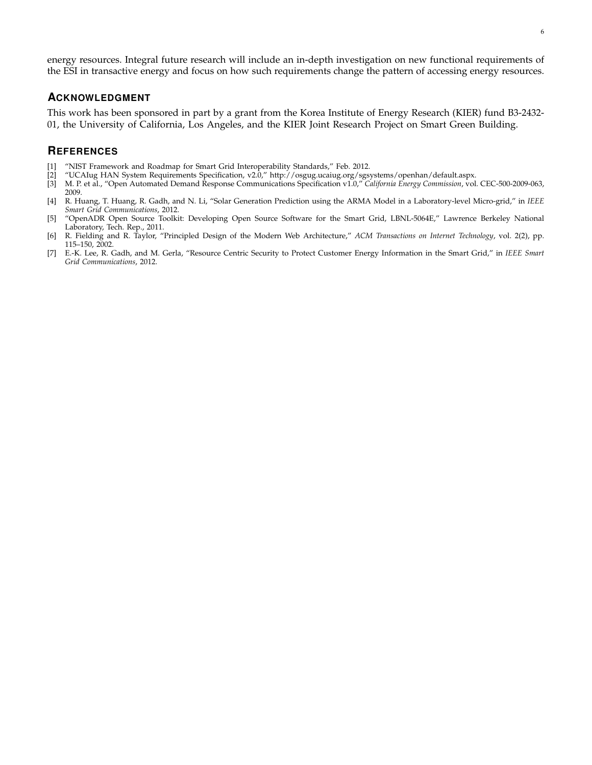energy resources. Integral future research will include an in-depth investigation on new functional requirements of the ESI in transactive energy and focus on how such requirements change the pattern of accessing energy resources.

## ACKNOWLEDGMENT

This work has been sponsored in part by a grant from the Korea Institute of Energy Research (KIER) fund B3-2432-01, the University of California, Los Angeles, and the KIER Joint Research Project on Smart Green Building.

## REFERENCES

[1] "NIST Framework and Roadmap for Smart Grid Interoperability Standards," Feb. 2012.

[2] "UCAIug HAN System Requirements Specification, v2.0," http://osgug.ucaiug.org/sgsystems/openhan/default.aspx.

[3] M. P. et al., "Open Automated Demand Response Communications Specification v1.0," *California Energy Commission*, vol. CEC-500-2009-063, 2009.

[4] R. Huang, T. Huang, R. Gadh, and N. Li, "Solar Generation Prediction using the ARMA Model in a Laboratory-level Micro-grid," in *IEEE Smart Grid Communications*, 2012.

[5] "OpenADR Open Source Toolkit: Developing Open Source Software for the Smart Grid, LBNL-5064E," Lawrence Berkeley National Laboratory, Tech. Rep., 2011.

[6] R. Fielding and R. Taylor, "Principled Design of the Modern Web Architecture," *ACM Transactions on Internet Technology*, vol. 2(2), pp. 115–150, 2002.

[7] E.-K. Lee, R. Gadh, and M. Gerla, "Resource Centric Security to Protect Customer Energy Information in the Smart Grid," in *IEEE Smart Grid Communications*, 2012.